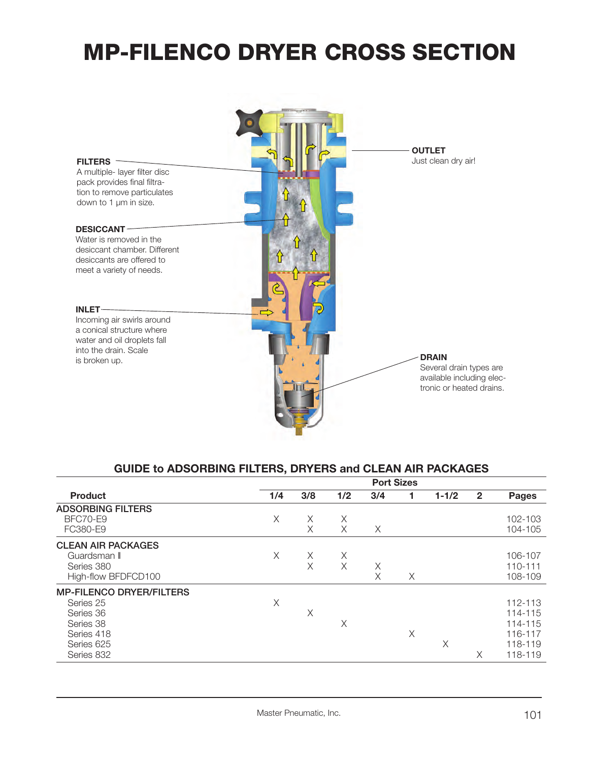# MP-FILENCO DRYER CROSS SECTION

**FILTERS**
A multiple- layer filter disc pack provides final filtration to remove particulates down to 1 µm in size.

**DESICCANT**
Water is removed in the desiccant chamber. Different desiccants are offered to meet a variety of needs.

**INLET**
Incoming air swirls around a conical structure where water and oil droplets fall into the drain. Scale is broken up.

**OUTLET**
Just clean dry air!

**DRAIN**
Several drain types are available including electronic or heated drains.

## GUIDE to ADSORBING FILTERS, DRYERS and CLEAN AIR PACKAGES

| Product | Port Sizes | | | | | | | Pages |
|---|---|---|---|---|---|---|---|---|
| | 1/4 | 3/8 | 1/2 | 3/4 | 1 | 1-1/2 | 2 | |
| **ADSORBING FILTERS** | | | | | | | | |
| BFC70-E9 | X | X | X | | | | | 102-103 |
| FC380-E9 | | X | X | X | | | | 104-105 |
| **CLEAN AIR PACKAGES** | | | | | | | | |
| Guardsman II | X | X | X | | | | | 106-107 |
| Series 380 | | X | X | X | | | | 110-111 |
| High-flow BFDFCD100 | | | | X | X | | | 108-109 |
| **MP-FILENCO DRYER/FILTERS** | | | | | | | | |
| Series 25 | X | | | | | | | 112-113 |
| Series 36 | | X | | | | | | 114-115 |
| Series 38 | | | X | | | | | 114-115 |
| Series 418 | | | | | X | | | 116-117 |
| Series 625 | | | | | | X | | 118-119 |
| Series 832 | | | | | | | X | 118-119 |

Master Pneumatic, Inc.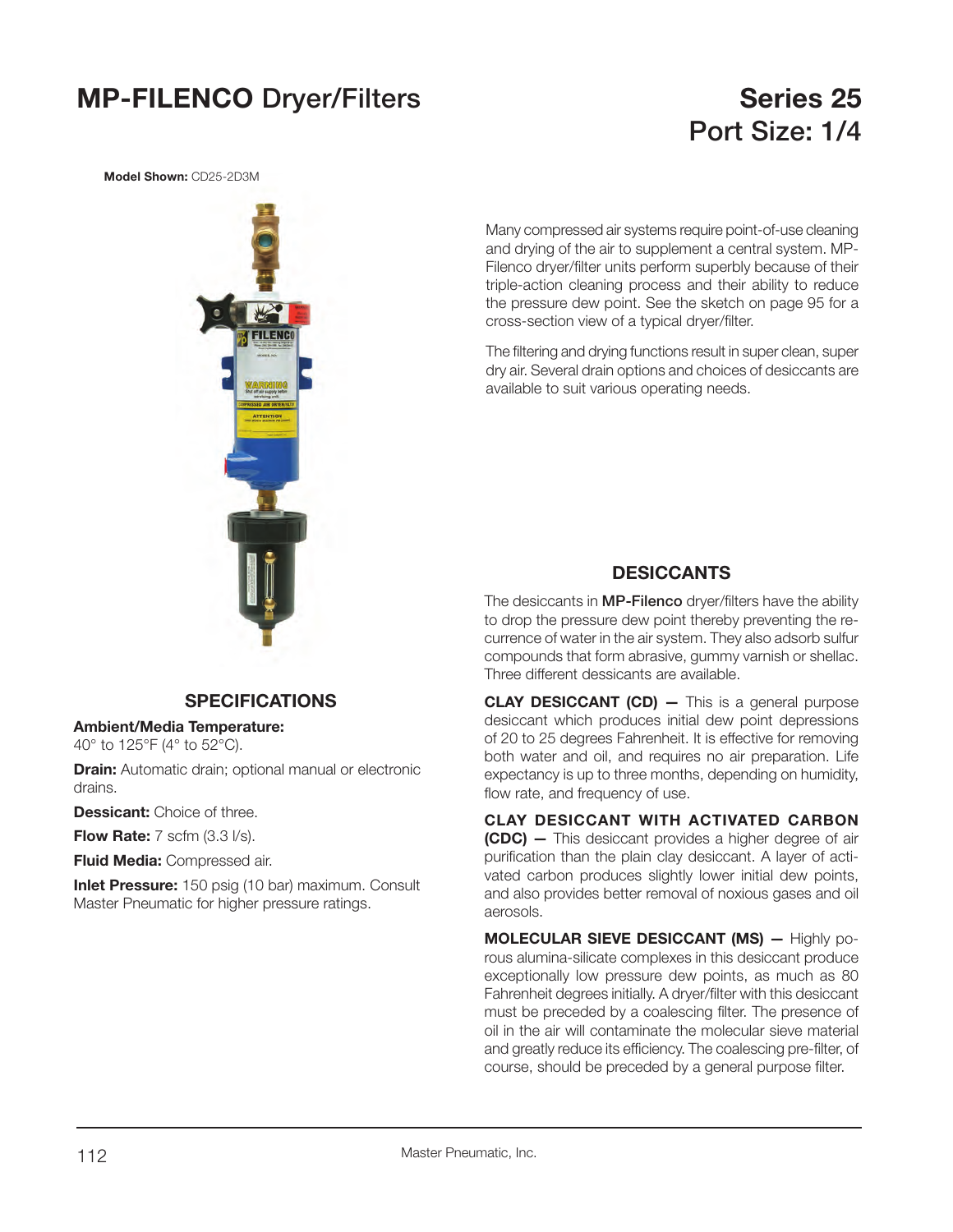# MP-FILENCO Dryer/Filters

## Series 25
## Port Size: 1/4

**Model Shown:** CD25-2D3M

Many compressed air systems require point-of-use cleaning and drying of the air to supplement a central system. MP-Filenco dryer/filter units perform superbly because of their triple-action cleaning process and their ability to reduce the pressure dew point. See the sketch on page 95 for a cross-section view of a typical dryer/filter.

The filtering and drying functions result in super clean, super dry air. Several drain options and choices of desiccants are available to suit various operating needs.

## SPECIFICATIONS

**Ambient/Media Temperature:**
40° to 125°F (4° to 52°C).

**Drain:** Automatic drain; optional manual or electronic drains.

**Dessicant:** Choice of three.

**Flow Rate:** 7 scfm (3.3 l/s).

**Fluid Media:** Compressed air.

**Inlet Pressure:** 150 psig (10 bar) maximum. Consult Master Pneumatic for higher pressure ratings.

## DESICCANTS

The desiccants in **MP-Filenco** dryer/filters have the ability to drop the pressure dew point thereby preventing the recurrence of water in the air system. They also adsorb sulfur compounds that form abrasive, gummy varnish or shellac. Three different dessicants are available.

**CLAY DESICCANT (CD) —** This is a general purpose desiccant which produces initial dew point depressions of 20 to 25 degrees Fahrenheit. It is effective for removing both water and oil, and requires no air preparation. Life expectancy is up to three months, depending on humidity, flow rate, and frequency of use.

**CLAY DESICCANT WITH ACTIVATED CARBON (CDC) —** This desiccant provides a higher degree of air purification than the plain clay desiccant. A layer of activated carbon produces slightly lower initial dew points, and also provides better removal of noxious gases and oil aerosols.

**MOLECULAR SIEVE DESICCANT (MS) —** Highly porous alumina-silicate complexes in this desiccant produce exceptionally low pressure dew points, as much as 80 Fahrenheit degrees initially. A dryer/filter with this desiccant must be preceded by a coalescing filter. The presence of oil in the air will contaminate the molecular sieve material and greatly reduce its efficiency. The coalescing pre-filter, of course, should be preceded by a general purpose filter.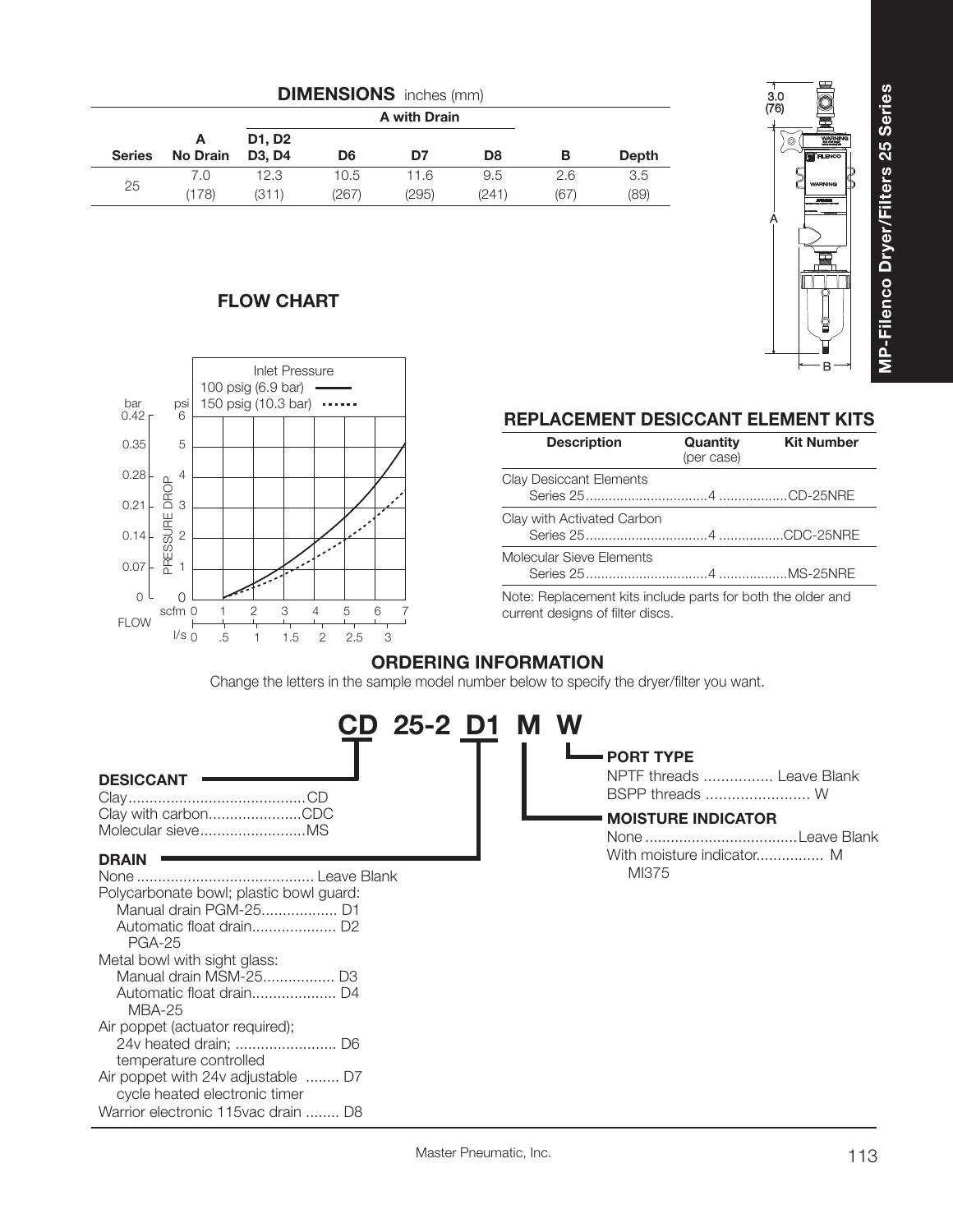## DIMENSIONS inches (mm)

| Series | A No Drain | A with Drain D1, D2 D3, D4 | D6 | D7 | D8 | B | Depth |
|---|---|---|---|---|---|---|---|
| 25 | 7.0 (178) | 12.3 (311) | 10.5 (267) | 11.6 (295) | 9.5 (241) | 2.6 (67) | 3.5 (89) |

3.0 (76)

A

B

## FLOW CHART

Inlet Pressure
100 psig (6.9 bar) ———
150 psig (10.3 bar) ·······

PRESSURE DROP (bar: 0, 0.07, 0.14, 0.21, 0.28, 0.35, 0.42; psi: 0, 1, 2, 3, 4, 5, 6)

FLOW (scfm: 0, 1, 2, 3, 4, 5, 6, 7; l/s: 0, .5, 1, 1.5, 2, 2.5, 3)

## REPLACEMENT DESICCANT ELEMENT KITS

| Description | Quantity (per case) | Kit Number |
|---|---|---|
| Clay Desiccant Elements Series 25 | 4 | CD-25NRE |
| Clay with Activated Carbon Series 25 | 4 | CDC-25NRE |
| Molecular Sieve Elements Series 25 | 4 | MS-25NRE |

Note: Replacement kits include parts for both the older and current designs of filter discs.

## ORDERING INFORMATION

Change the letters in the sample model number below to specify the dryer/filter you want.

**CD 25-2 D1 M W**

**DESICCANT**
- Clay .......................................... CD
- Clay with carbon ...................... CDC
- Molecular sieve ......................... MS

**DRAIN**
- None .......................................... Leave Blank
- Polycarbonate bowl; plastic bowl guard:
  - Manual drain PGM-25 .................. D1
  - Automatic float drain .................... D2 PGA-25
- Metal bowl with sight glass:
  - Manual drain MSM-25 ................. D3
  - Automatic float drain .................... D4 MBA-25
- Air poppet (actuator required); 24v heated drain; ........................ D6 temperature controlled
- Air poppet with 24v adjustable ........ D7 cycle heated electronic timer
- Warrior electronic 115vac drain ........ D8

**PORT TYPE**
- NPTF threads ................ Leave Blank
- BSPP threads ........................ W

**MOISTURE INDICATOR**
- None .................................... Leave Blank
- With moisture indicator ................ M MI375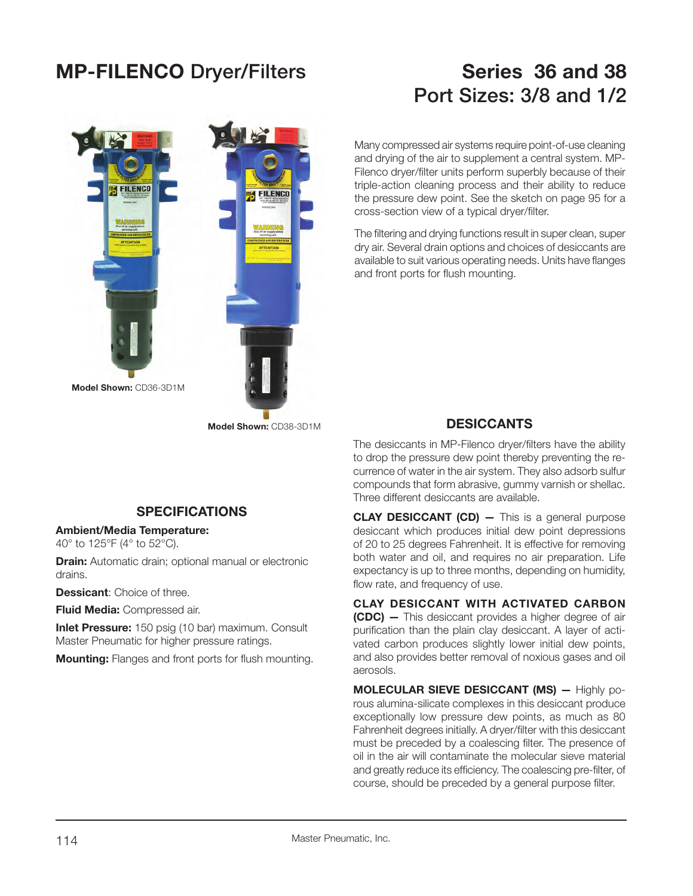# MP-FILENCO Dryer/Filters

# Series 36 and 38
## Port Sizes: 3/8 and 1/2

**Model Shown:** CD36-3D1M

**Model Shown:** CD38-3D1M

Many compressed air systems require point-of-use cleaning and drying of the air to supplement a central system. MP-Filenco dryer/filter units perform superbly because of their triple-action cleaning process and their ability to reduce the pressure dew point. See the sketch on page 95 for a cross-section view of a typical dryer/filter.

The filtering and drying functions result in super clean, super dry air. Several drain options and choices of desiccants are available to suit various operating needs. Units have flanges and front ports for flush mounting.

## SPECIFICATIONS

**Ambient/Media Temperature:**
40° to 125°F (4° to 52°C).

**Drain:** Automatic drain; optional manual or electronic drains.

**Dessicant**: Choice of three.

**Fluid Media:** Compressed air.

**Inlet Pressure:** 150 psig (10 bar) maximum. Consult Master Pneumatic for higher pressure ratings.

**Mounting:** Flanges and front ports for flush mounting.

## DESICCANTS

The desiccants in MP-Filenco dryer/filters have the ability to drop the pressure dew point thereby preventing the re-currence of water in the air system. They also adsorb sulfur compounds that form abrasive, gummy varnish or shellac. Three different desiccants are available.

**CLAY DESICCANT (CD) —** This is a general purpose desiccant which produces initial dew point depressions of 20 to 25 degrees Fahrenheit. It is effective for removing both water and oil, and requires no air preparation. Life expectancy is up to three months, depending on humidity, flow rate, and frequency of use.

**CLAY DESICCANT WITH ACTIVATED CARBON (CDC) —** This desiccant provides a higher degree of air purification than the plain clay desiccant. A layer of activated carbon produces slightly lower initial dew points, and also provides better removal of noxious gases and oil aerosols.

**MOLECULAR SIEVE DESICCANT (MS) —** Highly porous alumina-silicate complexes in this desiccant produce exceptionally low pressure dew points, as much as 80 Fahrenheit degrees initially. A dryer/filter with this desiccant must be preceded by a coalescing filter. The presence of oil in the air will contaminate the molecular sieve material and greatly reduce its efficiency. The coalescing pre-filter, of course, should be preceded by a general purpose filter.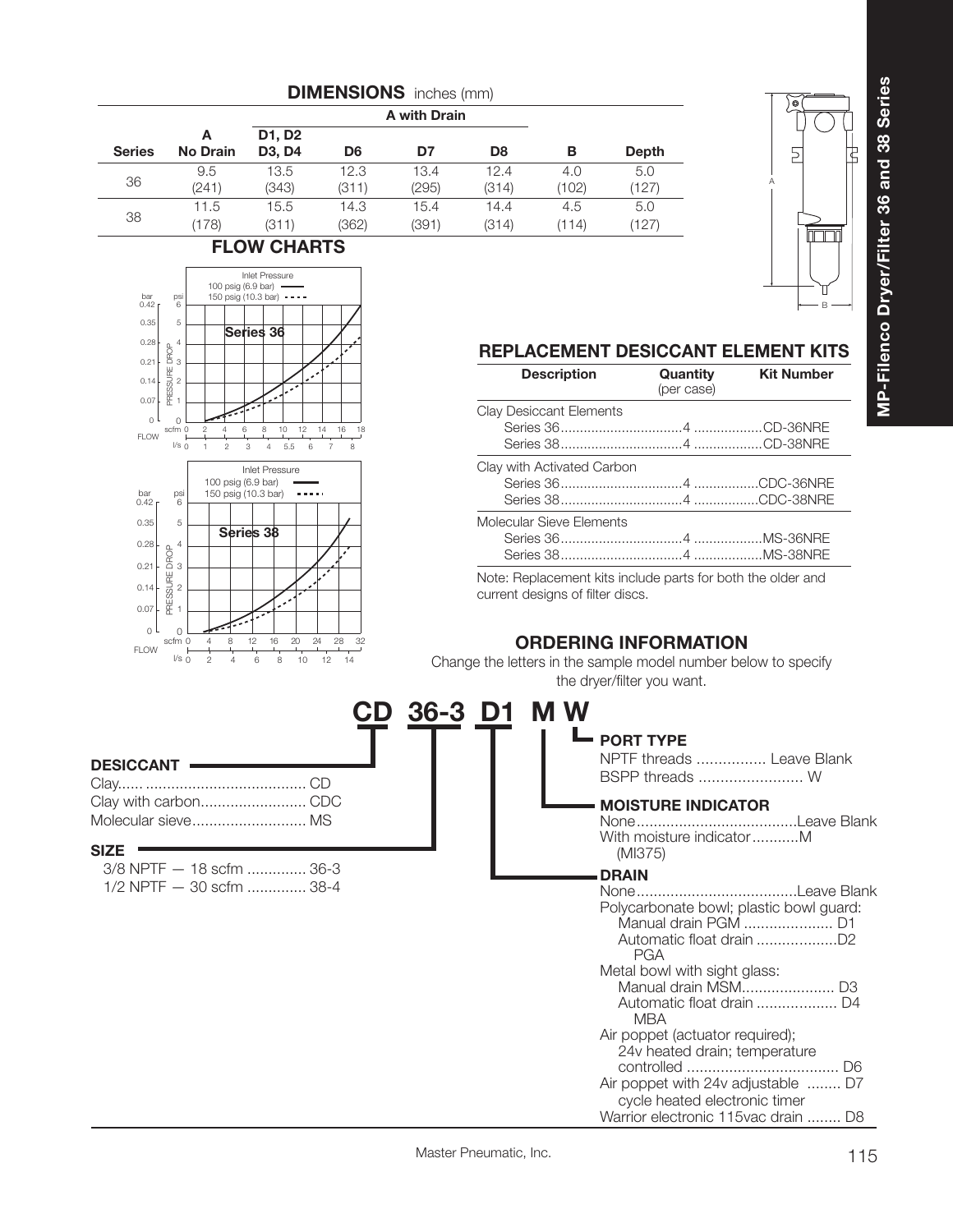## DIMENSIONS inches (mm)

| Series | A No Drain | A with Drain D1, D2 D3, D4 | D6 | D7 | D8 | B | Depth |
|---|---|---|---|---|---|---|---|
| 36 | 9.5 (241) | 13.5 (343) | 12.3 (311) | 13.4 (295) | 12.4 (314) | 4.0 (102) | 5.0 (127) |
| 38 | 11.5 (178) | 15.5 (311) | 14.3 (362) | 15.4 (391) | 14.4 (314) | 4.5 (114) | 5.0 (127) |

## FLOW CHARTS

**Series 36**

Inlet Pressure: 100 psig (6.9 bar) ——— ; 150 psig (10.3 bar) - - - -

PRESSURE DROP: psi 0–6; bar 0–0.42

FLOW: scfm 0–18; l/s 0–8

**Series 38**

Inlet Pressure: 100 psig (6.9 bar) ——— ; 150 psig (10.3 bar) - - - -

PRESSURE DROP: psi 0–6; bar 0–0.42

FLOW: scfm 0–32; l/s 0–14

## REPLACEMENT DESICCANT ELEMENT KITS

| Description | Quantity (per case) | Kit Number |
|---|---|---|
| **Clay Desiccant Elements** | | |
| Series 36 | 4 | CD-36NRE |
| Series 38 | 4 | CD-38NRE |
| **Clay with Activated Carbon** | | |
| Series 36 | 4 | CDC-36NRE |
| Series 38 | 4 | CDC-38NRE |
| **Molecular Sieve Elements** | | |
| Series 36 | 4 | MS-36NRE |
| Series 38 | 4 | MS-38NRE |

Note: Replacement kits include parts for both the older and current designs of filter discs.

## ORDERING INFORMATION

Change the letters in the sample model number below to specify the dryer/filter you want.

**CD 36-3 D1 M W**

**DESICCANT**
- Clay...... CD
- Clay with carbon...... CDC
- Molecular sieve...... MS

**SIZE**
- 3/8 NPTF — 18 scfm ...... 36-3
- 1/2 NPTF — 30 scfm ...... 38-4

**PORT TYPE**
- NPTF threads ...... Leave Blank
- BSPP threads ...... W

**MOISTURE INDICATOR**
- None...... Leave Blank
- With moisture indicator...... M (MI375)

**DRAIN**
- None...... Leave Blank
- Polycarbonate bowl; plastic bowl guard:
  - Manual drain PGM ...... D1
  - Automatic float drain PGA ...... D2
- Metal bowl with sight glass:
  - Manual drain MSM...... D3
  - Automatic float drain MBA ...... D4
- Air poppet (actuator required); 24v heated drain; temperature controlled ...... D6
- Air poppet with 24v adjustable cycle heated electronic timer ...... D7
- Warrior electronic 115vac drain ...... D8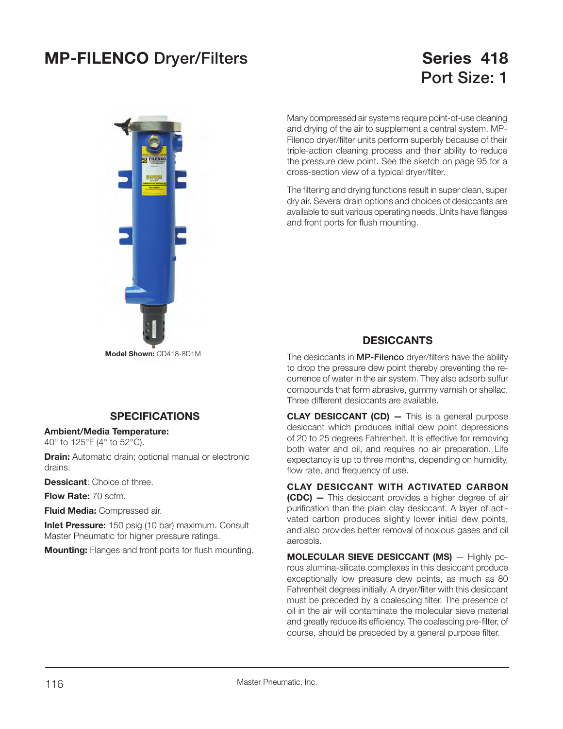# **MP-FILENCO** Dryer/Filters

## Series 418
## Port Size: 1

Many compressed air systems require point-of-use cleaning and drying of the air to supplement a central system. MP-Filenco dryer/filter units perform superbly because of their triple-action cleaning process and their ability to reduce the pressure dew point. See the sketch on page 95 for a cross-section view of a typical dryer/filter.

The filtering and drying functions result in super clean, super dry air. Several drain options and choices of desiccants are available to suit various operating needs. Units have flanges and front ports for flush mounting.

**Model Shown:** CD418-8D1M

### SPECIFICATIONS

**Ambient/Media Temperature:**
40° to 125°F (4° to 52°C).

**Drain:** Automatic drain; optional manual or electronic drains.

**Dessicant**: Choice of three.

**Flow Rate:** 70 scfm.

**Fluid Media:** Compressed air.

**Inlet Pressure:** 150 psig (10 bar) maximum. Consult Master Pneumatic for higher pressure ratings.

**Mounting:** Flanges and front ports for flush mounting.

### DESICCANTS

The desiccants in **MP-Filenco** dryer/filters have the ability to drop the pressure dew point thereby preventing the recurrence of water in the air system. They also adsorb sulfur compounds that form abrasive, gummy varnish or shellac. Three different desiccants are available.

**CLAY DESICCANT (CD) —** This is a general purpose desiccant which produces initial dew point depressions of 20 to 25 degrees Fahrenheit. It is effective for removing both water and oil, and requires no air preparation. Life expectancy is up to three months, depending on humidity, flow rate, and frequency of use.

**CLAY DESICCANT WITH ACTIVATED CARBON (CDC) —** This desiccant provides a higher degree of air purification than the plain clay desiccant. A layer of activated carbon produces slightly lower initial dew points, and also provides better removal of noxious gases and oil aerosols.

**MOLECULAR SIEVE DESICCANT (MS)** — Highly porous alumina-silicate complexes in this desiccant produce exceptionally low pressure dew points, as much as 80 Fahrenheit degrees initially. A dryer/filter with this desiccant must be preceded by a coalescing filter. The presence of oil in the air will contaminate the molecular sieve material and greatly reduce its efficiency. The coalescing pre-filter, of course, should be preceded by a general purpose filter.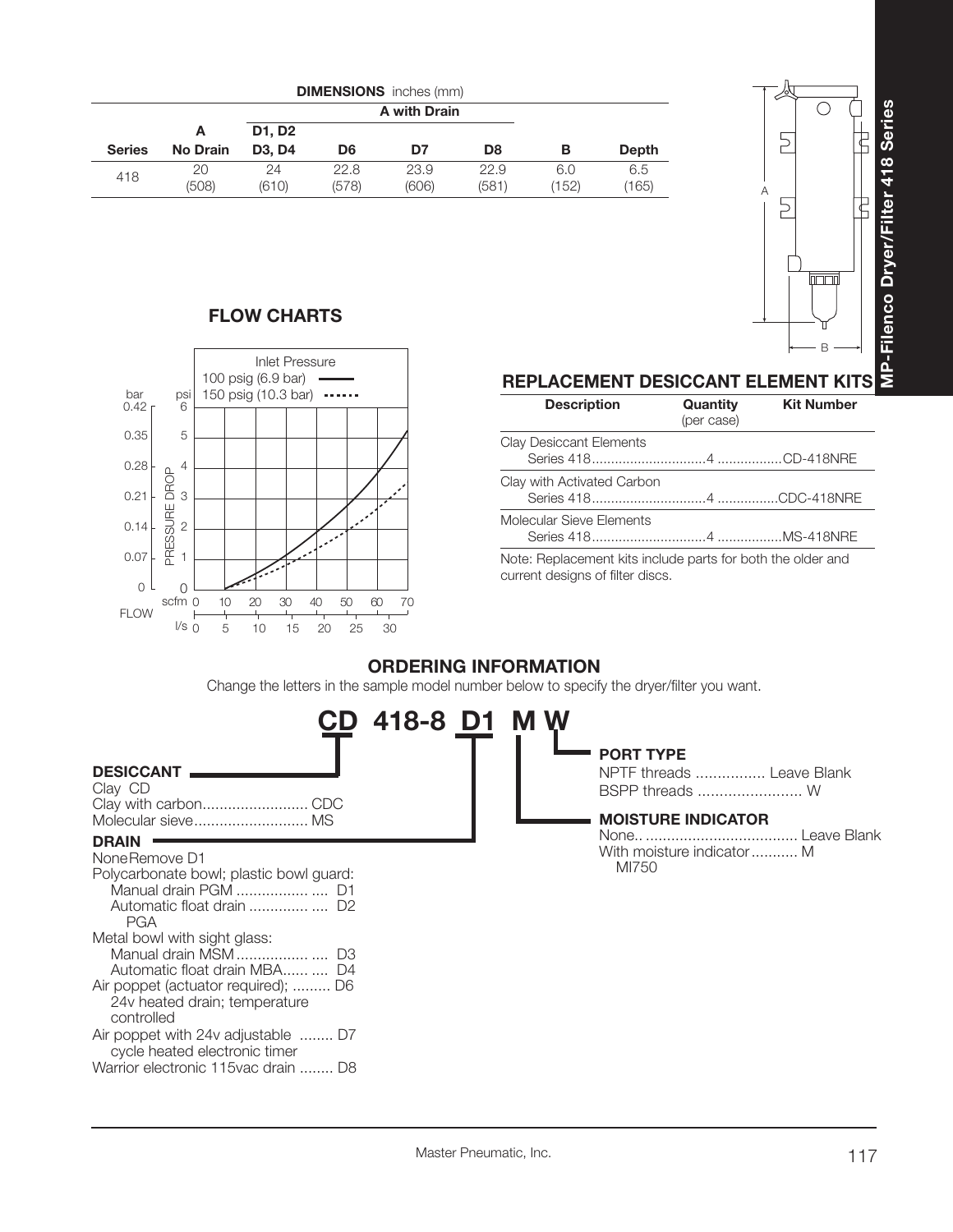**DIMENSIONS** inches (mm)

| Series | A No Drain | A with Drain D1, D2 D3, D4 | D6 | D7 | D8 | B | Depth |
|---|---|---|---|---|---|---|---|
| 418 | 20 (508) | 24 (610) | 22.8 (578) | 23.9 (606) | 22.9 (581) | 6.0 (152) | 6.5 (165) |

## FLOW CHARTS

Inlet Pressure
100 psig (6.9 bar)
150 psig (10.3 bar)

PRESSURE DROP (bar: 0, 0.07, 0.14, 0.21, 0.28, 0.35, 0.42; psi: 0, 1, 2, 3, 4, 5, 6)

FLOW scfm 0 10 20 30 40 50 60 70
l/s 0 5 10 15 20 25 30

## REPLACEMENT DESICCANT ELEMENT KITS

| Description | Quantity (per case) | Kit Number |
|---|---|---|
| Clay Desiccant Elements Series 418 | 4 | CD-418NRE |
| Clay with Activated Carbon Series 418 | 4 | CDC-418NRE |
| Molecular Sieve Elements Series 418 | 4 | MS-418NRE |

Note: Replacement kits include parts for both the older and current designs of filter discs.

## ORDERING INFORMATION

Change the letters in the sample model number below to specify the dryer/filter you want.

**CD 418-8 D1 M W**

**DESICCANT**
- Clay CD
- Clay with carbon ......................... CDC
- Molecular sieve ........................... MS

**DRAIN**
- None Remove D1
- Polycarbonate bowl; plastic bowl guard:
  - Manual drain PGM ................. .... D1
  - Automatic float drain .............. .... D2 PGA
- Metal bowl with sight glass:
  - Manual drain MSM ................. .... D3
  - Automatic float drain MBA...... .... D4
- Air poppet (actuator required); ......... D6 24v heated drain; temperature controlled
- Air poppet with 24v adjustable ........ D7 cycle heated electronic timer
- Warrior electronic 115vac drain ........ D8

**PORT TYPE**
- NPTF threads ................ Leave Blank
- BSPP threads ........................ W

**MOISTURE INDICATOR**
- None.. .................................... Leave Blank
- With moisture indicator ........... M MI750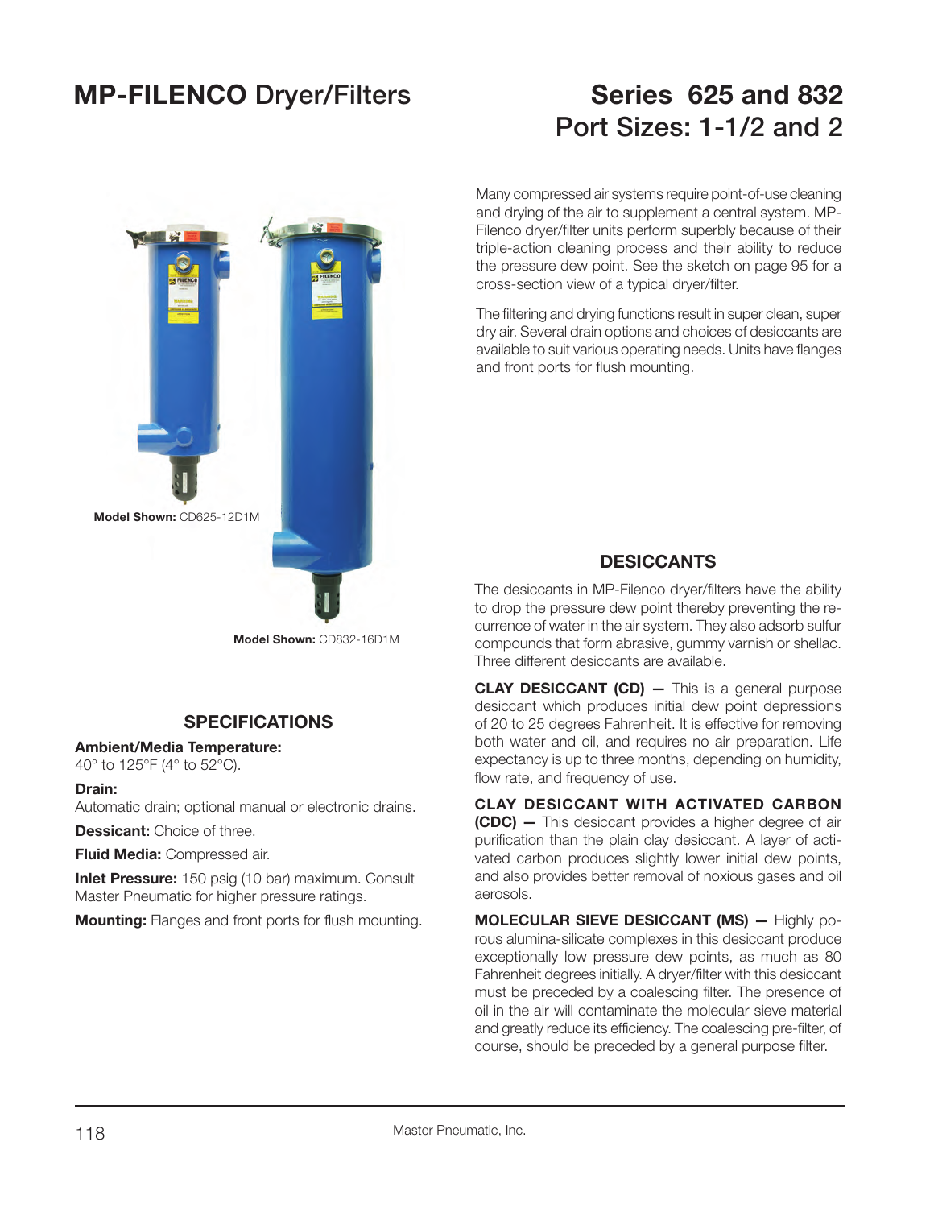# MP-FILENCO Dryer/Filters

# Series 625 and 832
## Port Sizes: 1-1/2 and 2

Many compressed air systems require point-of-use cleaning and drying of the air to supplement a central system. MP-Filenco dryer/filter units perform superbly because of their triple-action cleaning process and their ability to reduce the pressure dew point. See the sketch on page 95 for a cross-section view of a typical dryer/filter.

The filtering and drying functions result in super clean, super dry air. Several drain options and choices of desiccants are available to suit various operating needs. Units have flanges and front ports for flush mounting.

**Model Shown:** CD625-12D1M

**Model Shown:** CD832-16D1M

## SPECIFICATIONS

**Ambient/Media Temperature:**
40° to 125°F (4° to 52°C).

**Drain:**
Automatic drain; optional manual or electronic drains.

**Dessicant:** Choice of three.

**Fluid Media:** Compressed air.

**Inlet Pressure:** 150 psig (10 bar) maximum. Consult Master Pneumatic for higher pressure ratings.

**Mounting:** Flanges and front ports for flush mounting.

## DESICCANTS

The desiccants in MP-Filenco dryer/filters have the ability to drop the pressure dew point thereby preventing the recurrence of water in the air system. They also adsorb sulfur compounds that form abrasive, gummy varnish or shellac. Three different desiccants are available.

**CLAY DESICCANT (CD) —** This is a general purpose desiccant which produces initial dew point depressions of 20 to 25 degrees Fahrenheit. It is effective for removing both water and oil, and requires no air preparation. Life expectancy is up to three months, depending on humidity, flow rate, and frequency of use.

**CLAY DESICCANT WITH ACTIVATED CARBON (CDC) —** This desiccant provides a higher degree of air purification than the plain clay desiccant. A layer of activated carbon produces slightly lower initial dew points, and also provides better removal of noxious gases and oil aerosols.

**MOLECULAR SIEVE DESICCANT (MS) —** Highly porous alumina-silicate complexes in this desiccant produce exceptionally low pressure dew points, as much as 80 Fahrenheit degrees initially. A dryer/filter with this desiccant must be preceded by a coalescing filter. The presence of oil in the air will contaminate the molecular sieve material and greatly reduce its efficiency. The coalescing pre-filter, of course, should be preceded by a general purpose filter.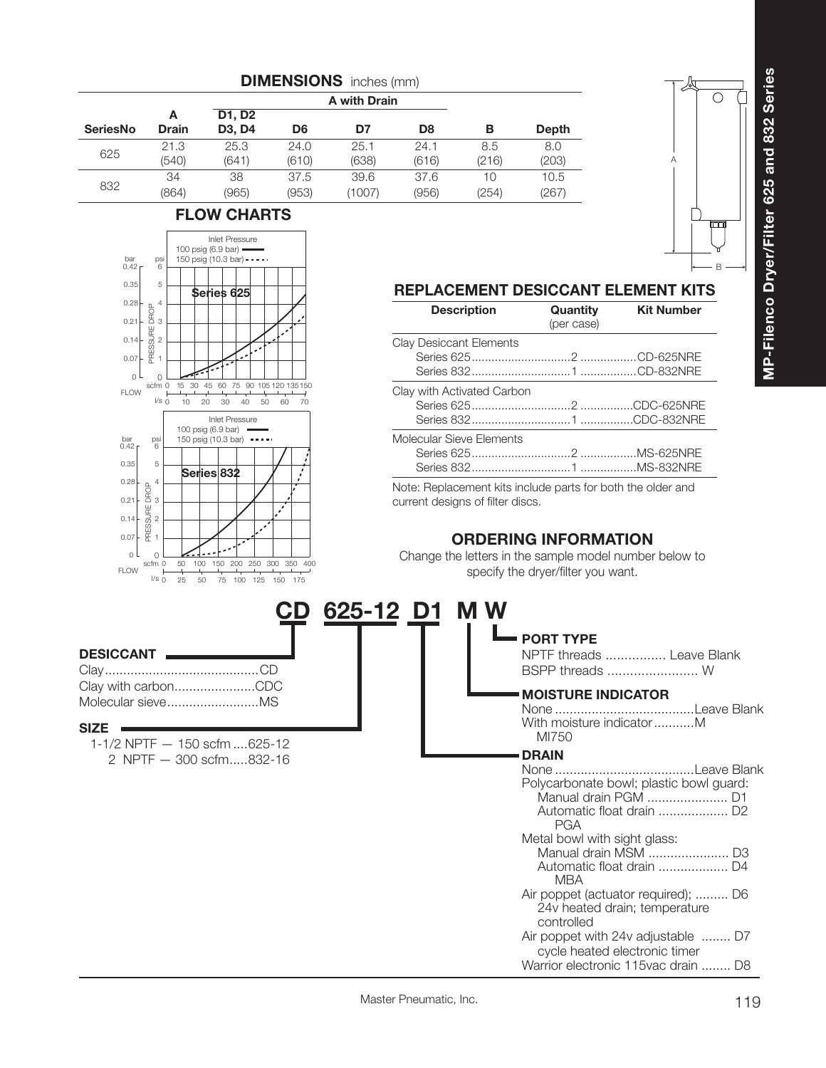## DIMENSIONS inches (mm)

| SeriesNo | A Drain | A with Drain | | | | B | Depth |
|---|---|---|---|---|---|---|---|
| | | D1, D2 D3, D4 | D6 | D7 | D8 | | |
| 625 | 21.3 (540) | 25.3 (641) | 24.0 (610) | 25.1 (638) | 24.1 (616) | 8.5 (216) | 8.0 (203) |
| 832 | 34 (864) | 38 (965) | 37.5 (953) | 39.6 (1007) | 37.6 (956) | 10 (254) | 10.5 (267) |

A

B

## FLOW CHARTS

Inlet Pressure
100 psig (6.9 bar)
150 psig (10.3 bar)

Series 625

bar: 0.42, 0.35, 0.28, 0.21, 0.14, 0.07, 0
psi: 6, 5, 4, 3, 2, 1, 0
PRESSURE DROP
FLOW
scfm 0 15 30 45 60 75 90 105 120 135 150
l/s 0 10 20 30 40 50 60 70

Inlet Pressure
100 psig (6.9 bar)
150 psig (10.3 bar)

Series 832

bar: 0.42, 0.35, 0.28, 0.21, 0.14, 0.07, 0
psi: 6, 5, 4, 3, 2, 1, 0
PRESSURE DROP
FLOW
scfm 0 50 100 150 200 250 300 350 400
l/s 0 25 50 75 100 125 150 175

## REPLACEMENT DESICCANT ELEMENT KITS

| Description | Quantity (per case) | Kit Number |
|---|---|---|
| **Clay Desiccant Elements** | | |
| Series 625 | 2 | CD-625NRE |
| Series 832 | 1 | CD-832NRE |
| **Clay with Activated Carbon** | | |
| Series 625 | 2 | CDC-625NRE |
| Series 832 | 1 | CDC-832NRE |
| **Molecular Sieve Elements** | | |
| Series 625 | 2 | MS-625NRE |
| Series 832 | 1 | MS-832NRE |

Note: Replacement kits include parts for both the older and current designs of filter discs.

## ORDERING INFORMATION

Change the letters in the sample model number below to specify the dryer/filter you want.

**CD 625-12 D1 M W**

**DESICCANT**
- Clay .......... CD
- Clay with carbon .......... CDC
- Molecular sieve .......... MS

**SIZE**
- 1-1/2 NPTF — 150 scfm .... 625-12
- 2 NPTF — 300 scfm .... 832-16

**PORT TYPE**
- NPTF threads .......... Leave Blank
- BSPP threads .......... W

**MOISTURE INDICATOR**
- None .......... Leave Blank
- With moisture indicator .......... M MI750

**DRAIN**
- None .......... Leave Blank
- Polycarbonate bowl; plastic bowl guard:
  - Manual drain PGM .......... D1
  - Automatic float drain .......... D2 PGA
- Metal bowl with sight glass:
  - Manual drain MSM .......... D3
  - Automatic float drain .......... D4 MBA
- Air poppet (actuator required); .......... D6 24v heated drain; temperature controlled
- Air poppet with 24v adjustable .......... D7 cycle heated electronic timer
- Warrior electronic 115vac drain .......... D8

Master Pneumatic, Inc.